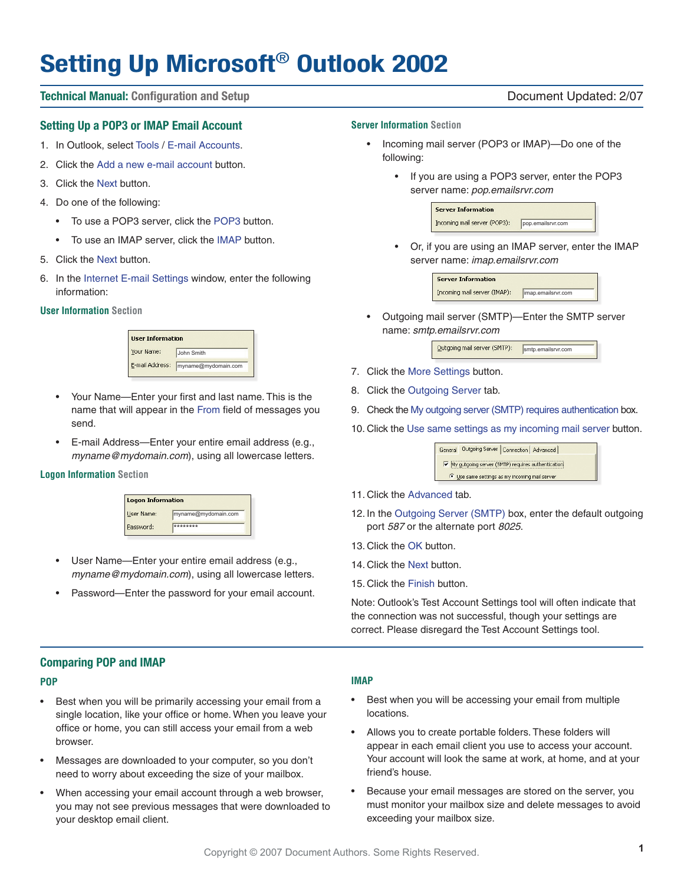# Setting Up Microsoft® Outlook 2002

**Technical Manual:** Configuration and Setup

Document Updated: 2/07

## Setting Up a POP3 or IMAP Email Account

1. In Outlook, select Tools / E-mail Accounts.
2. Click the Add a new e-mail account button.
3. Click the Next button.
4. Do one of the following:
   - To use a POP3 server, click the POP3 button.
   - To use an IMAP server, click the IMAP button.
5. Click the Next button.
6. In the Internet E-mail Settings window, enter the following information:

### User Information Section

User Information
Your Name: John Smith
E-mail Address: myname@mydomain.com

- Your Name—Enter your first and last name. This is the name that will appear in the From field of messages you send.
- E-mail Address—Enter your entire email address (e.g., *myname@mydomain.com*), using all lowercase letters.

### Logon Information Section

Logon Information
User Name: myname@mydomain.com
Password: ********

- User Name—Enter your entire email address (e.g., *myname@mydomain.com*), using all lowercase letters.
- Password—Enter the password for your email account.

### Server Information Section

- Incoming mail server (POP3 or IMAP)—Do one of the following:
  - If you are using a POP3 server, enter the POP3 server name: *pop.emailsrvr.com*

    Server Information
    Incoming mail server (POP3): pop.emailsrvr.com

  - Or, if you are using an IMAP server, enter the IMAP server name: *imap.emailsrvr.com*

    Server Information
    Incoming mail server (IMAP): imap.emailsrvr.com

- Outgoing mail server (SMTP)—Enter the SMTP server name: *smtp.emailsrvr.com*

  Outgoing mail server (SMTP): smtp.emailsrvr.com

7. Click the More Settings button.
8. Click the Outgoing Server tab.
9. Check the My outgoing server (SMTP) requires authentication box.
10. Click the Use same settings as my incoming mail server button.

    General | Outgoing Server | Connection | Advanced
    ☑ My outgoing server (SMTP) requires authentication
    ◉ Use same settings as my incoming mail server

11. Click the Advanced tab.
12. In the Outgoing Server (SMTP) box, enter the default outgoing port *587* or the alternate port *8025*.
13. Click the OK button.
14. Click the Next button.
15. Click the Finish button.

Note: Outlook's Test Account Settings tool will often indicate that the connection was not successful, though your settings are correct. Please disregard the Test Account Settings tool.

## Comparing POP and IMAP

### POP

- Best when you will be primarily accessing your email from a single location, like your office or home. When you leave your office or home, you can still access your email from a web browser.
- Messages are downloaded to your computer, so you don't need to worry about exceeding the size of your mailbox.
- When accessing your email account through a web browser, you may not see previous messages that were downloaded to your desktop email client.

### IMAP

- Best when you will be accessing your email from multiple locations.
- Allows you to create portable folders. These folders will appear in each email client you use to access your account. Your account will look the same at work, at home, and at your friend's house.
- Because your email messages are stored on the server, you must monitor your mailbox size and delete messages to avoid exceeding your mailbox size.

Copyright © 2007 Document Authors. Some Rights Reserved.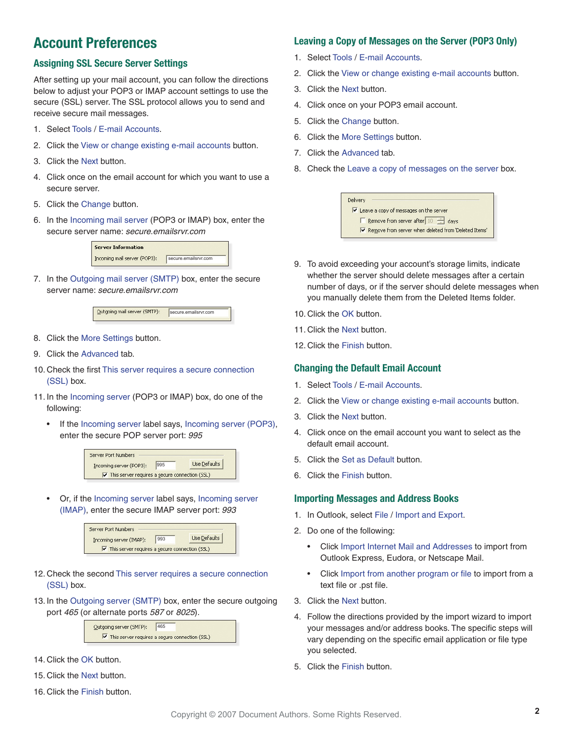# Account Preferences

## Assigning SSL Secure Server Settings

After setting up your mail account, you can follow the directions below to adjust your POP3 or IMAP account settings to use the secure (SSL) server. The SSL protocol allows you to send and receive secure mail messages.

1. Select Tools / E-mail Accounts.
2. Click the View or change existing e-mail accounts button.
3. Click the Next button.
4. Click once on the email account for which you want to use a secure server.
5. Click the Change button.
6. In the Incoming mail server (POP3 or IMAP) box, enter the secure server name: *secure.emailsrvr.com*

   Server Information
   Incoming mail server (POP3): secure.emailsrvr.com

7. In the Outgoing mail server (SMTP) box, enter the secure server name: *secure.emailsrvr.com*

   Outgoing mail server (SMTP): secure.emailsrvr.com

8. Click the More Settings button.
9. Click the Advanced tab.
10. Check the first This server requires a secure connection (SSL) box.
11. In the Incoming server (POP3 or IMAP) box, do one of the following:
    - If the Incoming server label says, Incoming server (POP3), enter the secure POP server port: *995*

      Server Port Numbers
      Incoming server (POP3): 995 Use Defaults
      ☑ This server requires a secure connection (SSL)

    - Or, if the Incoming server label says, Incoming server (IMAP), enter the secure IMAP server port: *993*

      Server Port Numbers
      Incoming server (IMAP): 993 Use Defaults
      ☑ This server requires a secure connection (SSL)

12. Check the second This server requires a secure connection (SSL) box.
13. In the Outgoing server (SMTP) box, enter the secure outgoing port *465* (or alternate ports *587* or *8025*).

    Outgoing server (SMTP): 465
    ☑ This server requires a secure connection (SSL)

14. Click the OK button.
15. Click the Next button.
16. Click the Finish button.

## Leaving a Copy of Messages on the Server (POP3 Only)

1. Select Tools / E-mail Accounts.
2. Click the View or change existing e-mail accounts button.
3. Click the Next button.
4. Click once on your POP3 email account.
5. Click the Change button.
6. Click the More Settings button.
7. Click the Advanced tab.
8. Check the Leave a copy of messages on the server box.

   Delivery
   ☑ Leave a copy of messages on the server
   ☐ Remove from server after 10 days
   ☑ Remove from server when deleted from 'Deleted Items'

9. To avoid exceeding your account's storage limits, indicate whether the server should delete messages after a certain number of days, or if the server should delete messages when you manually delete them from the Deleted Items folder.
10. Click the OK button.
11. Click the Next button.
12. Click the Finish button.

## Changing the Default Email Account

1. Select Tools / E-mail Accounts.
2. Click the View or change existing e-mail accounts button.
3. Click the Next button.
4. Click once on the email account you want to select as the default email account.
5. Click the Set as Default button.
6. Click the Finish button.

## Importing Messages and Address Books

1. In Outlook, select File / Import and Export.
2. Do one of the following:
   - Click Import Internet Mail and Addresses to import from Outlook Express, Eudora, or Netscape Mail.
   - Click Import from another program or file to import from a text file or .pst file.
3. Click the Next button.
4. Follow the directions provided by the import wizard to import your messages and/or address books. The specific steps will vary depending on the specific email application or file type you selected.
5. Click the Finish button.

Copyright © 2007 Document Authors. Some Rights Reserved.